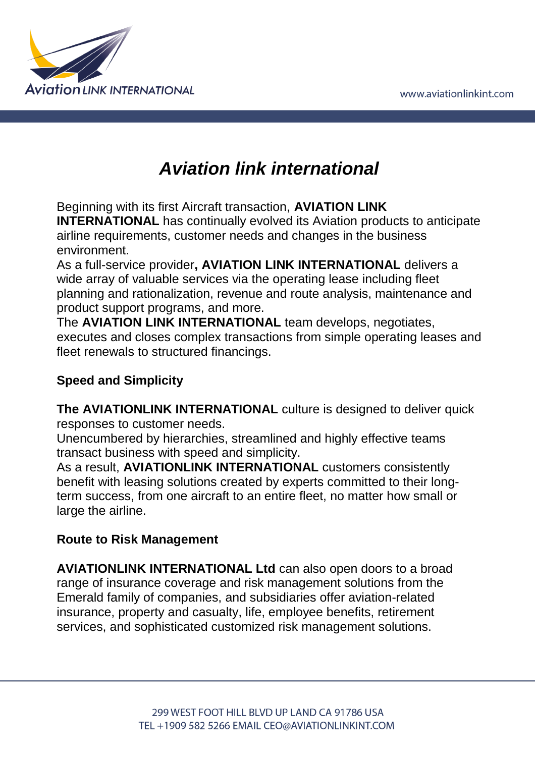# *Aviation link international*

Beginning with its first Aircraft transaction, **AVIATION LINK INTERNATIONAL** has continually evolved its Aviation products to anticipate airline requirements, customer needs and changes in the business environment.
As a full-service provider**, AVIATION LINK INTERNATIONAL** delivers a wide array of valuable services via the operating lease including fleet planning and rationalization, revenue and route analysis, maintenance and product support programs, and more.
The **AVIATION LINK INTERNATIONAL** team develops, negotiates, executes and closes complex transactions from simple operating leases and fleet renewals to structured financings.

**Speed and Simplicity**

**The AVIATIONLINK INTERNATIONAL** culture is designed to deliver quick responses to customer needs.
Unencumbered by hierarchies, streamlined and highly effective teams transact business with speed and simplicity.
As a result, **AVIATIONLINK INTERNATIONAL** customers consistently benefit with leasing solutions created by experts committed to their long-term success, from one aircraft to an entire fleet, no matter how small or large the airline.

**Route to Risk Management**

**AVIATIONLINK INTERNATIONAL Ltd** can also open doors to a broad range of insurance coverage and risk management solutions from the Emerald family of companies, and subsidiaries offer aviation-related insurance, property and casualty, life, employee benefits, retirement services, and sophisticated customized risk management solutions.

299 WEST FOOT HILL BLVD UP LAND CA 91786 USA
TEL +1909 582 5266 EMAIL CEO@AVIATIONLINKINT.COM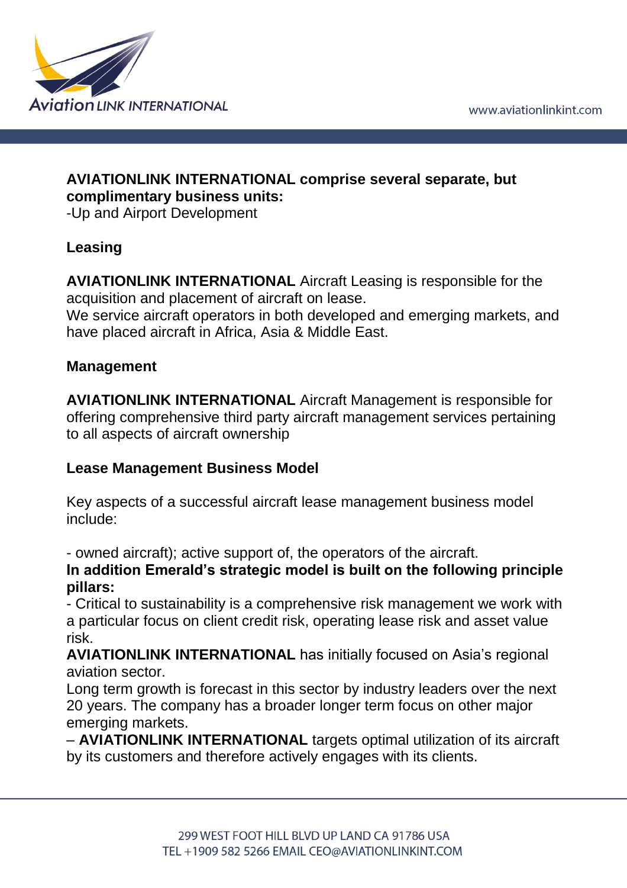**AVIATIONLINK INTERNATIONAL comprise several separate, but complimentary business units:**
-Up and Airport Development

**Leasing**

**AVIATIONLINK INTERNATIONAL** Aircraft Leasing is responsible for the acquisition and placement of aircraft on lease.
We service aircraft operators in both developed and emerging markets, and have placed aircraft in Africa, Asia & Middle East.

**Management**

**AVIATIONLINK INTERNATIONAL** Aircraft Management is responsible for offering comprehensive third party aircraft management services pertaining to all aspects of aircraft ownership

**Lease Management Business Model**

Key aspects of a successful aircraft lease management business model include:

- owned aircraft); active support of, the operators of the aircraft.

**In addition Emerald's strategic model is built on the following principle pillars:**
- Critical to sustainability is a comprehensive risk management we work with a particular focus on client credit risk, operating lease risk and asset value risk.

**AVIATIONLINK INTERNATIONAL** has initially focused on Asia's regional aviation sector.
Long term growth is forecast in this sector by industry leaders over the next 20 years. The company has a broader longer term focus on other major emerging markets.
– **AVIATIONLINK INTERNATIONAL** targets optimal utilization of its aircraft by its customers and therefore actively engages with its clients.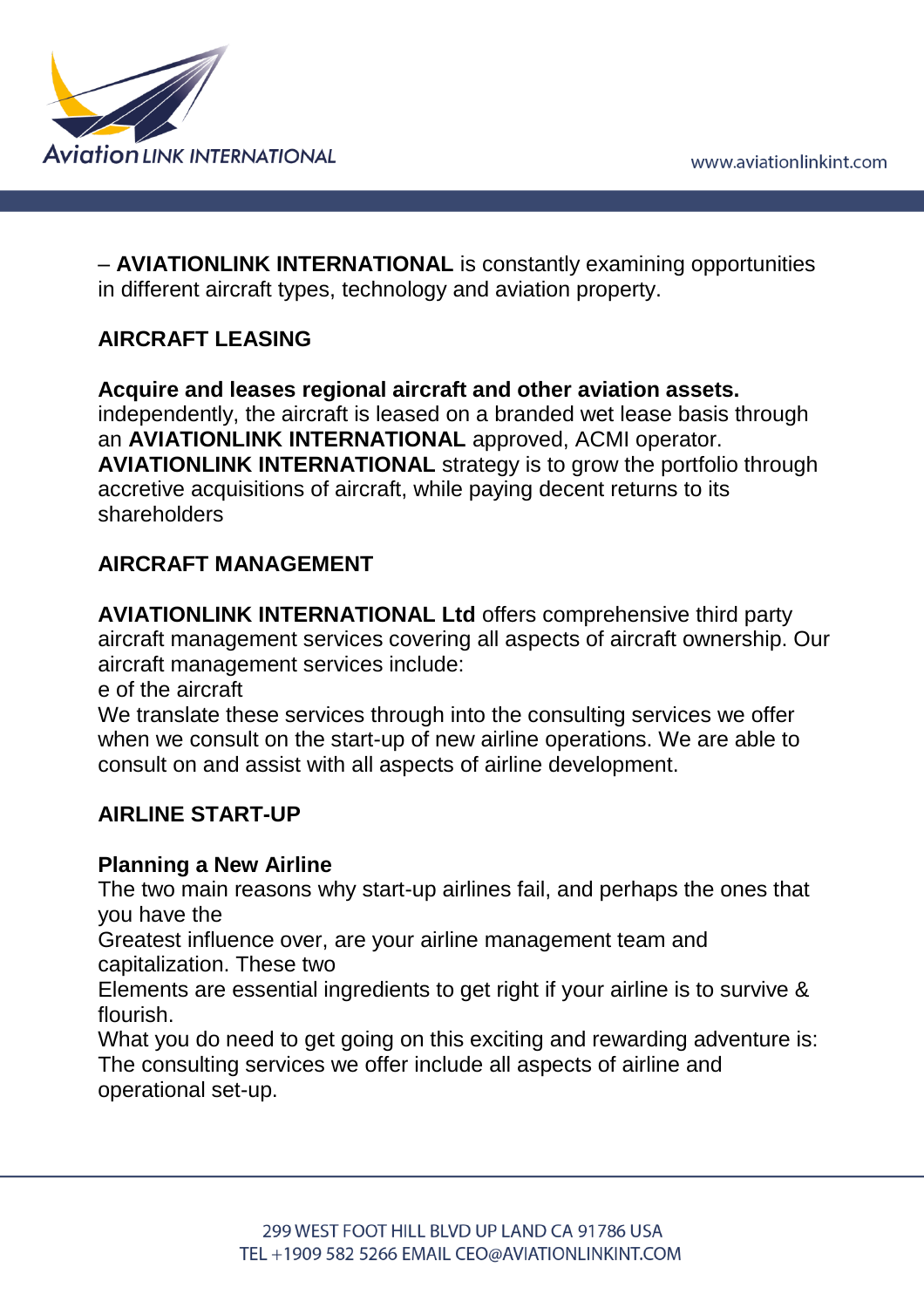– **AVIATIONLINK INTERNATIONAL** is constantly examining opportunities in different aircraft types, technology and aviation property.

## AIRCRAFT LEASING

**Acquire and leases regional aircraft and other aviation assets.**
independently, the aircraft is leased on a branded wet lease basis through an **AVIATIONLINK INTERNATIONAL** approved, ACMI operator.
**AVIATIONLINK INTERNATIONAL** strategy is to grow the portfolio through accretive acquisitions of aircraft, while paying decent returns to its shareholders

## AIRCRAFT MANAGEMENT

**AVIATIONLINK INTERNATIONAL Ltd** offers comprehensive third party aircraft management services covering all aspects of aircraft ownership. Our aircraft management services include:
e of the aircraft
We translate these services through into the consulting services we offer when we consult on the start-up of new airline operations. We are able to consult on and assist with all aspects of airline development.

## AIRLINE START-UP

**Planning a New Airline**
The two main reasons why start-up airlines fail, and perhaps the ones that you have the
Greatest influence over, are your airline management team and capitalization. These two
Elements are essential ingredients to get right if your airline is to survive & flourish.
What you do need to get going on this exciting and rewarding adventure is:
The consulting services we offer include all aspects of airline and operational set-up.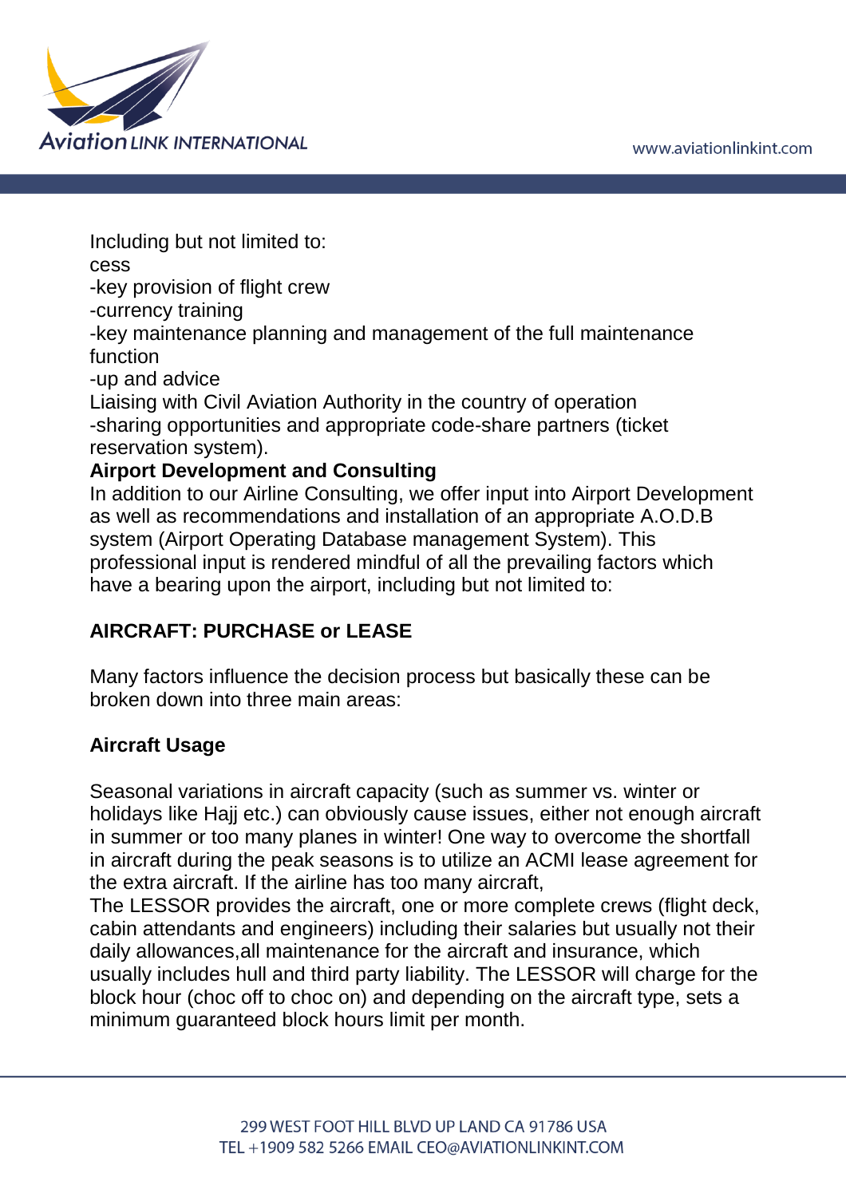Including but not limited to:
cess
-key provision of flight crew
-currency training
-key maintenance planning and management of the full maintenance function
-up and advice
Liaising with Civil Aviation Authority in the country of operation
-sharing opportunities and appropriate code-share partners (ticket reservation system).

**Airport Development and Consulting**

In addition to our Airline Consulting, we offer input into Airport Development as well as recommendations and installation of an appropriate A.O.D.B system (Airport Operating Database management System). This professional input is rendered mindful of all the prevailing factors which have a bearing upon the airport, including but not limited to:

## AIRCRAFT: PURCHASE or LEASE

Many factors influence the decision process but basically these can be broken down into three main areas:

### Aircraft Usage

Seasonal variations in aircraft capacity (such as summer vs. winter or holidays like Hajj etc.) can obviously cause issues, either not enough aircraft in summer or too many planes in winter! One way to overcome the shortfall in aircraft during the peak seasons is to utilize an ACMI lease agreement for the extra aircraft. If the airline has too many aircraft,
The LESSOR provides the aircraft, one or more complete crews (flight deck, cabin attendants and engineers) including their salaries but usually not their daily allowances,all maintenance for the aircraft and insurance, which usually includes hull and third party liability. The LESSOR will charge for the block hour (choc off to choc on) and depending on the aircraft type, sets a minimum guaranteed block hours limit per month.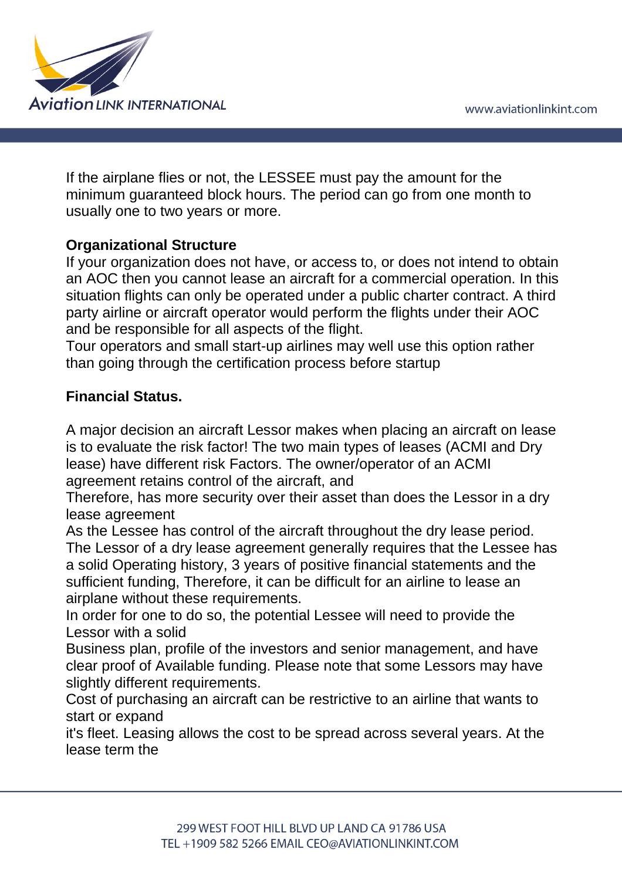If the airplane flies or not, the LESSEE must pay the amount for the minimum guaranteed block hours. The period can go from one month to usually one to two years or more.

**Organizational Structure**

If your organization does not have, or access to, or does not intend to obtain an AOC then you cannot lease an aircraft for a commercial operation. In this situation flights can only be operated under a public charter contract. A third party airline or aircraft operator would perform the flights under their AOC and be responsible for all aspects of the flight.
Tour operators and small start-up airlines may well use this option rather than going through the certification process before startup

**Financial Status.**

A major decision an aircraft Lessor makes when placing an aircraft on lease is to evaluate the risk factor! The two main types of leases (ACMI and Dry lease) have different risk Factors. The owner/operator of an ACMI agreement retains control of the aircraft, and
Therefore, has more security over their asset than does the Lessor in a dry lease agreement
As the Lessee has control of the aircraft throughout the dry lease period. The Lessor of a dry lease agreement generally requires that the Lessee has a solid Operating history, 3 years of positive financial statements and the sufficient funding, Therefore, it can be difficult for an airline to lease an airplane without these requirements.
In order for one to do so, the potential Lessee will need to provide the Lessor with a solid
Business plan, profile of the investors and senior management, and have clear proof of Available funding. Please note that some Lessors may have slightly different requirements.
Cost of purchasing an aircraft can be restrictive to an airline that wants to start or expand
it's fleet. Leasing allows the cost to be spread across several years. At the lease term the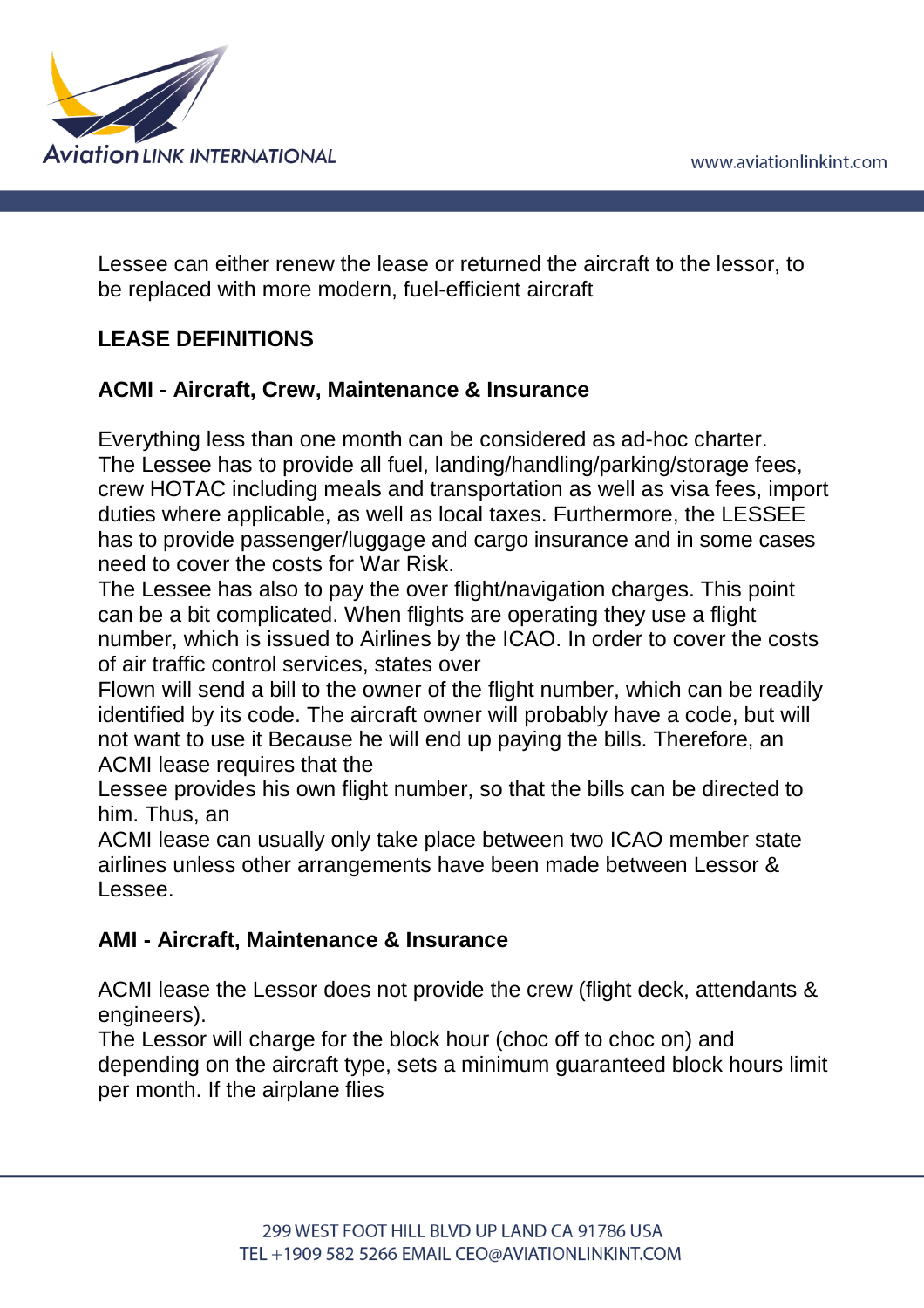Lessee can either renew the lease or returned the aircraft to the lessor, to be replaced with more modern, fuel-efficient aircraft

## LEASE DEFINITIONS

### ACMI - Aircraft, Crew, Maintenance & Insurance

Everything less than one month can be considered as ad-hoc charter.
The Lessee has to provide all fuel, landing/handling/parking/storage fees, crew HOTAC including meals and transportation as well as visa fees, import duties where applicable, as well as local taxes. Furthermore, the LESSEE has to provide passenger/luggage and cargo insurance and in some cases need to cover the costs for War Risk.
The Lessee has also to pay the over flight/navigation charges. This point can be a bit complicated. When flights are operating they use a flight number, which is issued to Airlines by the ICAO. In order to cover the costs of air traffic control services, states over
Flown will send a bill to the owner of the flight number, which can be readily identified by its code. The aircraft owner will probably have a code, but will not want to use it Because he will end up paying the bills. Therefore, an ACMI lease requires that the
Lessee provides his own flight number, so that the bills can be directed to him. Thus, an
ACMI lease can usually only take place between two ICAO member state airlines unless other arrangements have been made between Lessor & Lessee.

### AMI - Aircraft, Maintenance & Insurance

ACMI lease the Lessor does not provide the crew (flight deck, attendants & engineers).
The Lessor will charge for the block hour (choc off to choc on) and depending on the aircraft type, sets a minimum guaranteed block hours limit per month. If the airplane flies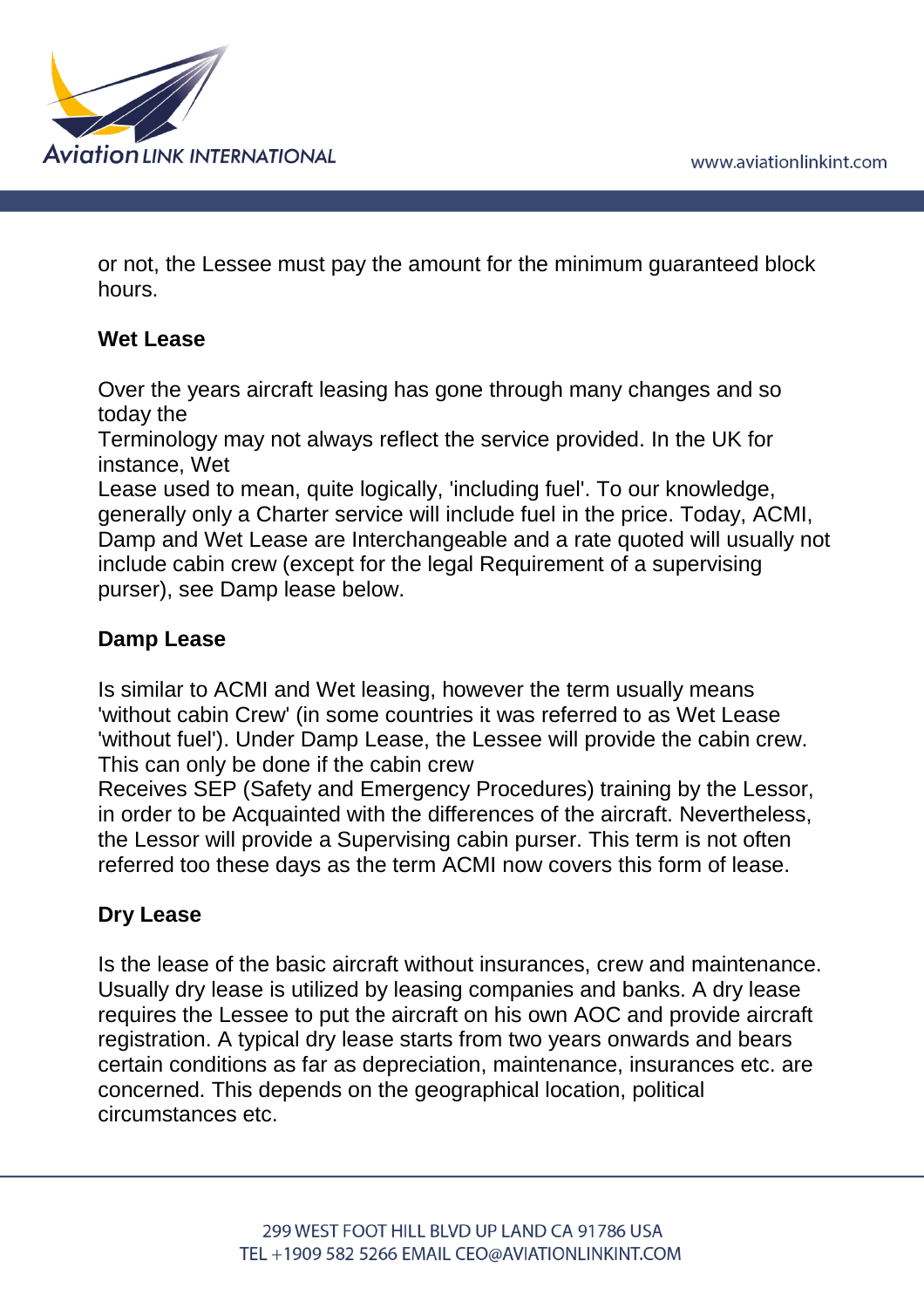or not, the Lessee must pay the amount for the minimum guaranteed block hours.

**Wet Lease**

Over the years aircraft leasing has gone through many changes and so today the Terminology may not always reflect the service provided. In the UK for instance, Wet Lease used to mean, quite logically, 'including fuel'. To our knowledge, generally only a Charter service will include fuel in the price. Today, ACMI, Damp and Wet Lease are Interchangeable and a rate quoted will usually not include cabin crew (except for the legal Requirement of a supervising purser), see Damp lease below.

**Damp Lease**

Is similar to ACMI and Wet leasing, however the term usually means 'without cabin Crew' (in some countries it was referred to as Wet Lease 'without fuel'). Under Damp Lease, the Lessee will provide the cabin crew. This can only be done if the cabin crew Receives SEP (Safety and Emergency Procedures) training by the Lessor, in order to be Acquainted with the differences of the aircraft. Nevertheless, the Lessor will provide a Supervising cabin purser. This term is not often referred too these days as the term ACMI now covers this form of lease.

**Dry Lease**

Is the lease of the basic aircraft without insurances, crew and maintenance. Usually dry lease is utilized by leasing companies and banks. A dry lease requires the Lessee to put the aircraft on his own AOC and provide aircraft registration. A typical dry lease starts from two years onwards and bears certain conditions as far as depreciation, maintenance, insurances etc. are concerned. This depends on the geographical location, political circumstances etc.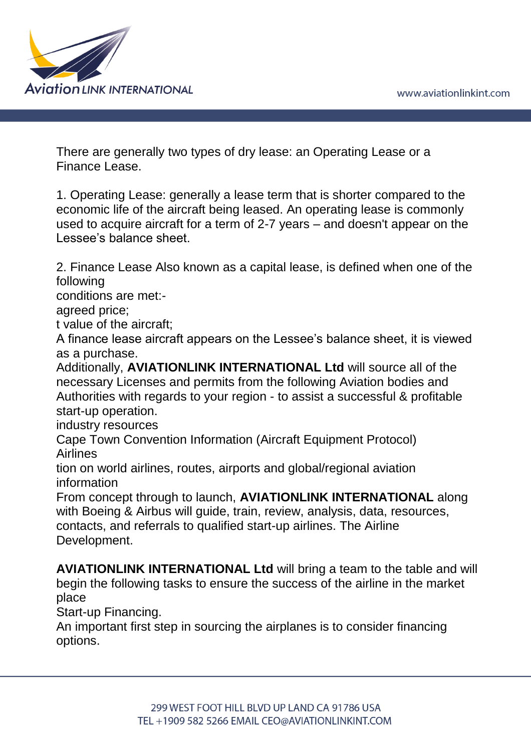There are generally two types of dry lease: an Operating Lease or a Finance Lease.

1. Operating Lease: generally a lease term that is shorter compared to the economic life of the aircraft being leased. An operating lease is commonly used to acquire aircraft for a term of 2-7 years – and doesn't appear on the Lessee's balance sheet.

2. Finance Lease Also known as a capital lease, is defined when one of the following
conditions are met:-
agreed price;
t value of the aircraft;
A finance lease aircraft appears on the Lessee's balance sheet, it is viewed as a purchase.
Additionally, **AVIATIONLINK INTERNATIONAL Ltd** will source all of the necessary Licenses and permits from the following Aviation bodies and Authorities with regards to your region - to assist a successful & profitable start-up operation.
industry resources
Cape Town Convention Information (Aircraft Equipment Protocol)
Airlines
tion on world airlines, routes, airports and global/regional aviation information
From concept through to launch, **AVIATIONLINK INTERNATIONAL** along with Boeing & Airbus will guide, train, review, analysis, data, resources, contacts, and referrals to qualified start-up airlines. The Airline Development.

**AVIATIONLINK INTERNATIONAL Ltd** will bring a team to the table and will begin the following tasks to ensure the success of the airline in the market place
Start-up Financing.
An important first step in sourcing the airplanes is to consider financing options.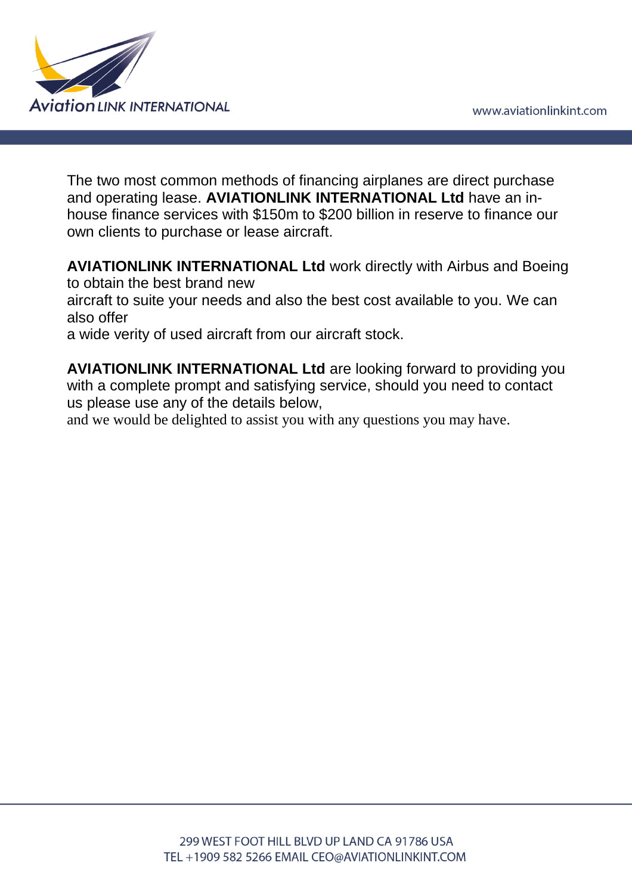The two most common methods of financing airplanes are direct purchase and operating lease. **AVIATIONLINK INTERNATIONAL Ltd** have an in-house finance services with $150m to $200 billion in reserve to finance our own clients to purchase or lease aircraft.

**AVIATIONLINK INTERNATIONAL Ltd** work directly with Airbus and Boeing to obtain the best brand new aircraft to suite your needs and also the best cost available to you. We can also offer a wide verity of used aircraft from our aircraft stock.

**AVIATIONLINK INTERNATIONAL Ltd** are looking forward to providing you with a complete prompt and satisfying service, should you need to contact us please use any of the details below, and we would be delighted to assist you with any questions you may have.

299 WEST FOOT HILL BLVD UP LAND CA 91786 USA
TEL +1909 582 5266 EMAIL CEO@AVIATIONLINKINT.COM